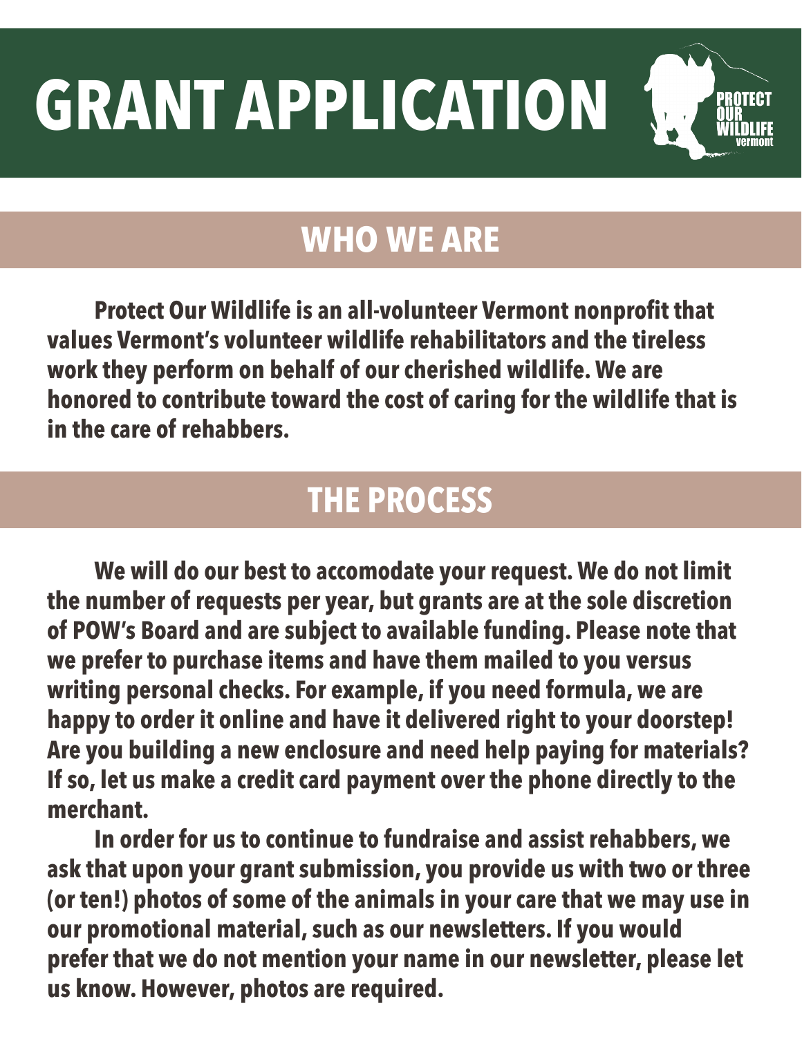# GRANT APPLICATION

PROTECT OUR WILDLIFE vermont

## WHO WE ARE

**Protect Our Wildlife is an all-volunteer Vermont nonprofit that values Vermont's volunteer wildlife rehabilitators and the tireless work they perform on behalf of our cherished wildlife. We are honored to contribute toward the cost of caring for the wildlife that is in the care of rehabbers.**

## THE PROCESS

**We will do our best to accomodate your request. We do not limit the number of requests per year, but grants are at the sole discretion of POW's Board and are subject to available funding. Please note that we prefer to purchase items and have them mailed to you versus writing personal checks. For example, if you need formula, we are happy to order it online and have it delivered right to your doorstep! Are you building a new enclosure and need help paying for materials? If so, let us make a credit card payment over the phone directly to the merchant.**

**In order for us to continue to fundraise and assist rehabbers, we ask that upon your grant submission, you provide us with two or three (or ten!) photos of some of the animals in your care that we may use in our promotional material, such as our newsletters. If you would prefer that we do not mention your name in our newsletter, please let us know. However, photos are required.**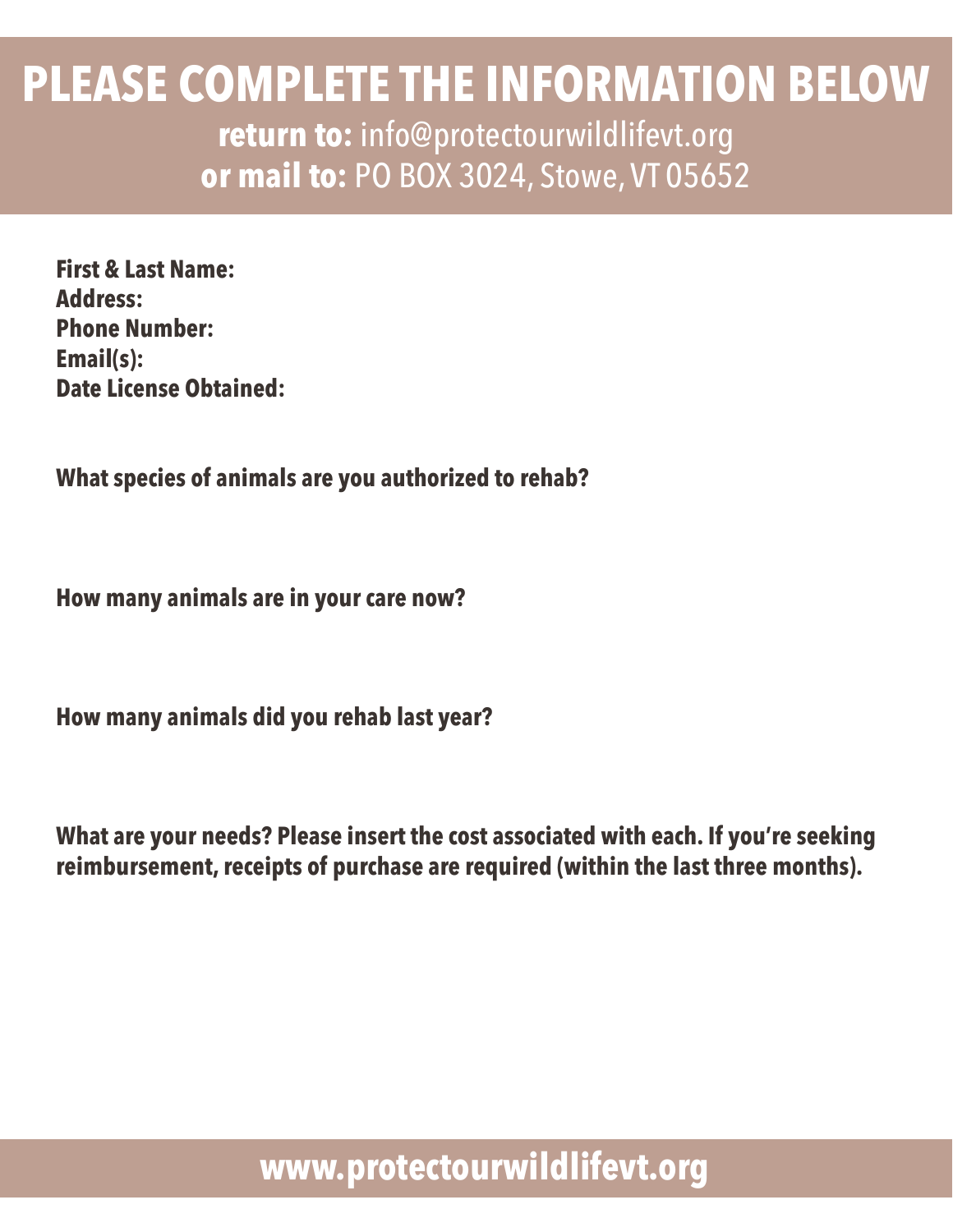# PLEASE COMPLETE THE INFORMATION BELOW

**return to:** info@protectourwildlifevt.org
**or mail to:** PO BOX 3024, Stowe, VT 05652

**First & Last Name:**
**Address:**
**Phone Number:**
**Email(s):**
**Date License Obtained:**

**What species of animals are you authorized to rehab?**

**How many animals are in your care now?**

**How many animals did you rehab last year?**

**What are your needs? Please insert the cost associated with each. If you're seeking reimbursement, receipts of purchase are required (within the last three months).**

**www.protectourwildlifevt.org**